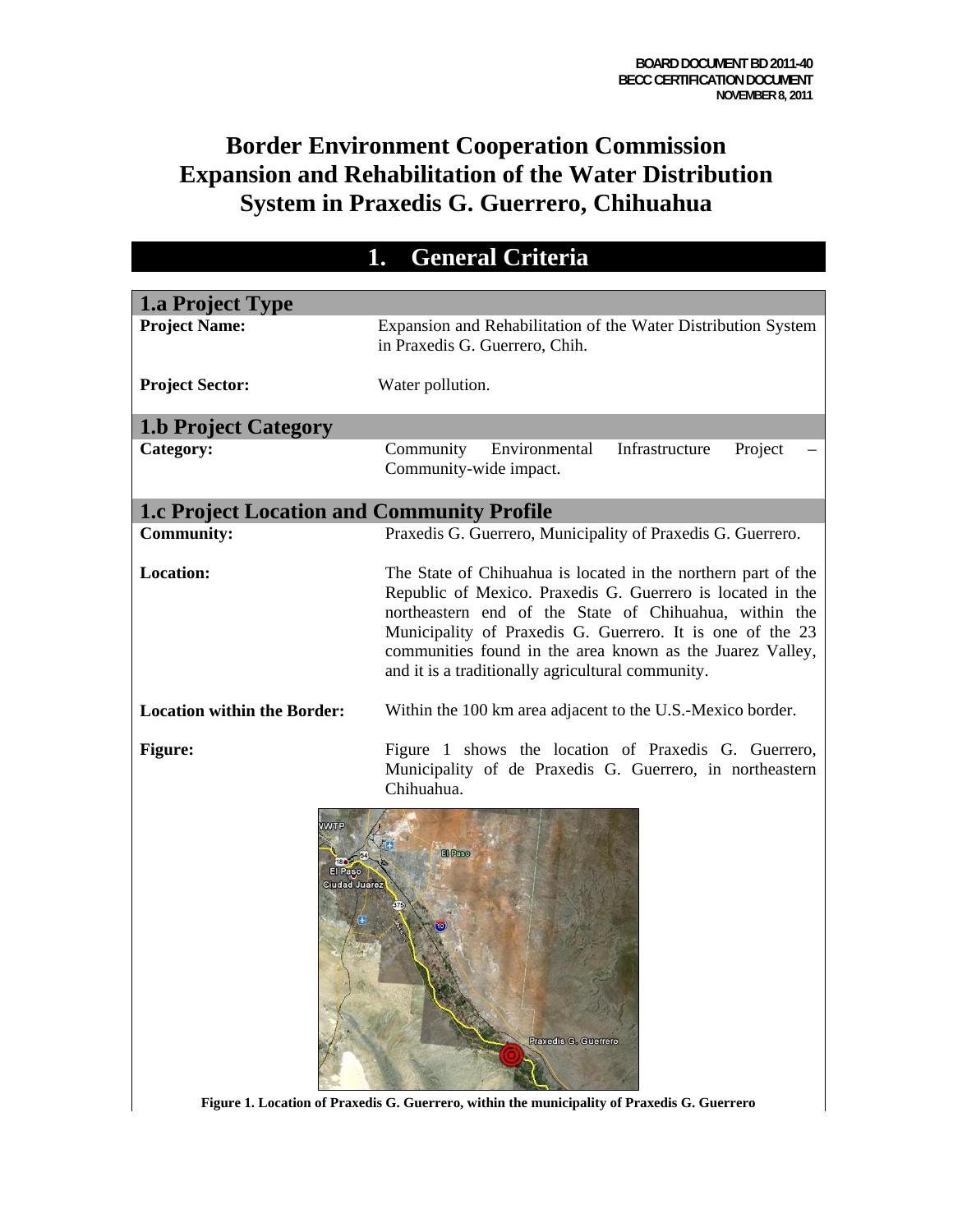BOARD DOCUMENT BD 2011-40
BECC CERTIFICATION DOCUMENT
NOVEMBER 8, 2011

# Border Environment Cooperation Commission Expansion and Rehabilitation of the Water Distribution System in Praxedis G. Guerrero, Chihuahua

## 1. General Criteria

### 1.a Project Type

**Project Name:** Expansion and Rehabilitation of the Water Distribution System in Praxedis G. Guerrero, Chih.

**Project Sector:** Water pollution.

### 1.b Project Category

**Category:** Community Environmental Infrastructure Project – Community-wide impact.

### 1.c Project Location and Community Profile

**Community:** Praxedis G. Guerrero, Municipality of Praxedis G. Guerrero.

**Location:** The State of Chihuahua is located in the northern part of the Republic of Mexico. Praxedis G. Guerrero is located in the northeastern end of the State of Chihuahua, within the Municipality of Praxedis G. Guerrero. It is one of the 23 communities found in the area known as the Juarez Valley, and it is a traditionally agricultural community.

**Location within the Border:** Within the 100 km area adjacent to the U.S.-Mexico border.

**Figure:** Figure 1 shows the location of Praxedis G. Guerrero, Municipality of de Praxedis G. Guerrero, in northeastern Chihuahua.

**Figure 1. Location of Praxedis G. Guerrero, within the municipality of Praxedis G. Guerrero**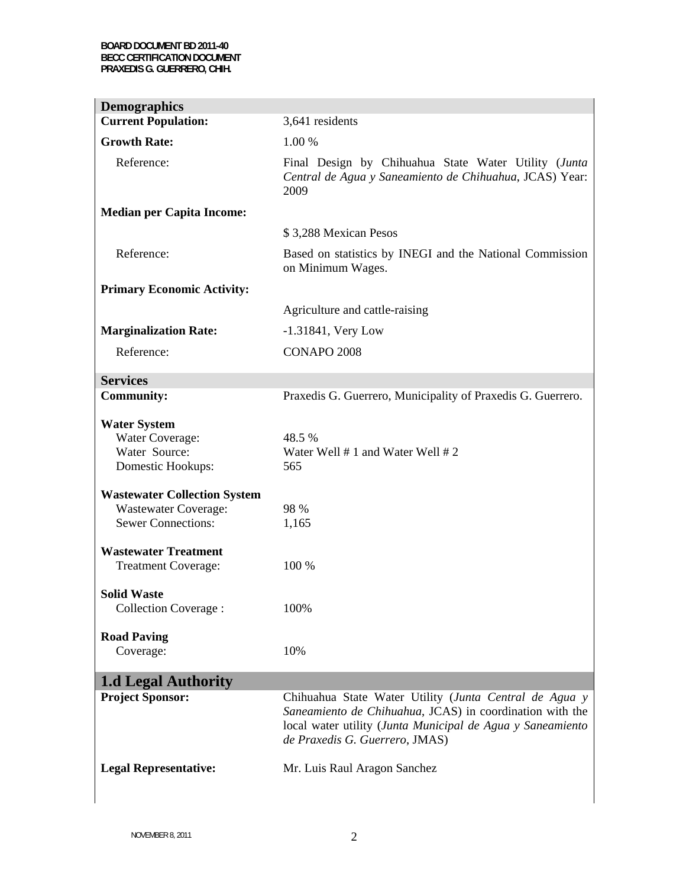| **Demographics** | |
|---|---|
| **Current Population:** | 3,641 residents |
| **Growth Rate:** | 1.00 % |
| Reference: | Final Design by Chihuahua State Water Utility (*Junta Central de Agua y Saneamiento de Chihuahua*, JCAS) Year: 2009 |
| **Median per Capita Income:** | |
| | $ 3,288 Mexican Pesos |
| Reference: | Based on statistics by INEGI and the National Commission on Minimum Wages. |
| **Primary Economic Activity:** | |
| | Agriculture and cattle-raising |
| **Marginalization Rate:** | -1.31841, Very Low |
| Reference: | CONAPO 2008 |

| **Services** | |
|---|---|
| **Community:** | Praxedis G. Guerrero, Municipality of Praxedis G. Guerrero. |
| **Water System** | |
| Water Coverage: | 48.5 % |
| Water Source: | Water Well # 1 and Water Well # 2 |
| Domestic Hookups: | 565 |
| **Wastewater Collection System** | |
| Wastewater Coverage: | 98 % |
| Sewer Connections: | 1,165 |
| **Wastewater Treatment** | |
| Treatment Coverage: | 100 % |
| **Solid Waste** | |
| Collection Coverage : | 100% |
| **Road Paving** | |
| Coverage: | 10% |

## 1.d Legal Authority

| | |
|---|---|
| **Project Sponsor:** | Chihuahua State Water Utility (*Junta Central de Agua y Saneamiento de Chihuahua*, JCAS) in coordination with the local water utility (*Junta Municipal de Agua y Saneamiento de Praxedis G. Guerrero*, JMAS) |
| **Legal Representative:** | Mr. Luis Raul Aragon Sanchez |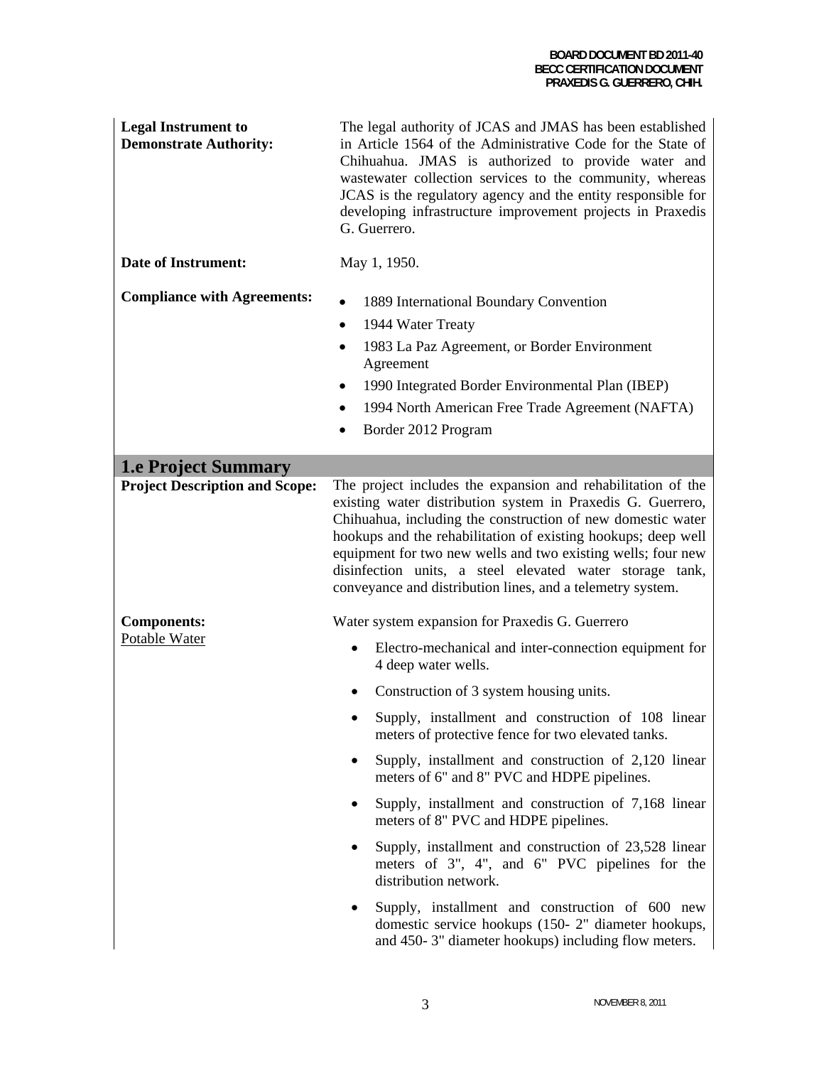**Legal Instrument to Demonstrate Authority:** The legal authority of JCAS and JMAS has been established in Article 1564 of the Administrative Code for the State of Chihuahua. JMAS is authorized to provide water and wastewater collection services to the community, whereas JCAS is the regulatory agency and the entity responsible for developing infrastructure improvement projects in Praxedis G. Guerrero.

**Date of Instrument:** May 1, 1950.

**Compliance with Agreements:**

- 1889 International Boundary Convention
- 1944 Water Treaty
- 1983 La Paz Agreement, or Border Environment Agreement
- 1990 Integrated Border Environmental Plan (IBEP)
- 1994 North American Free Trade Agreement (NAFTA)
- Border 2012 Program

## 1.e Project Summary

**Project Description and Scope:** The project includes the expansion and rehabilitation of the existing water distribution system in Praxedis G. Guerrero, Chihuahua, including the construction of new domestic water hookups and the rehabilitation of existing hookups; deep well equipment for two new wells and two existing wells; four new disinfection units, a steel elevated water storage tank, conveyance and distribution lines, and a telemetry system.

**Components:**

Potable Water

Water system expansion for Praxedis G. Guerrero

- Electro-mechanical and inter-connection equipment for 4 deep water wells.
- Construction of 3 system housing units.
- Supply, installment and construction of 108 linear meters of protective fence for two elevated tanks.
- Supply, installment and construction of 2,120 linear meters of 6" and 8" PVC and HDPE pipelines.
- Supply, installment and construction of 7,168 linear meters of 8" PVC and HDPE pipelines.
- Supply, installment and construction of 23,528 linear meters of 3", 4", and 6" PVC pipelines for the distribution network.
- Supply, installment and construction of 600 new domestic service hookups (150- 2" diameter hookups, and 450- 3" diameter hookups) including flow meters.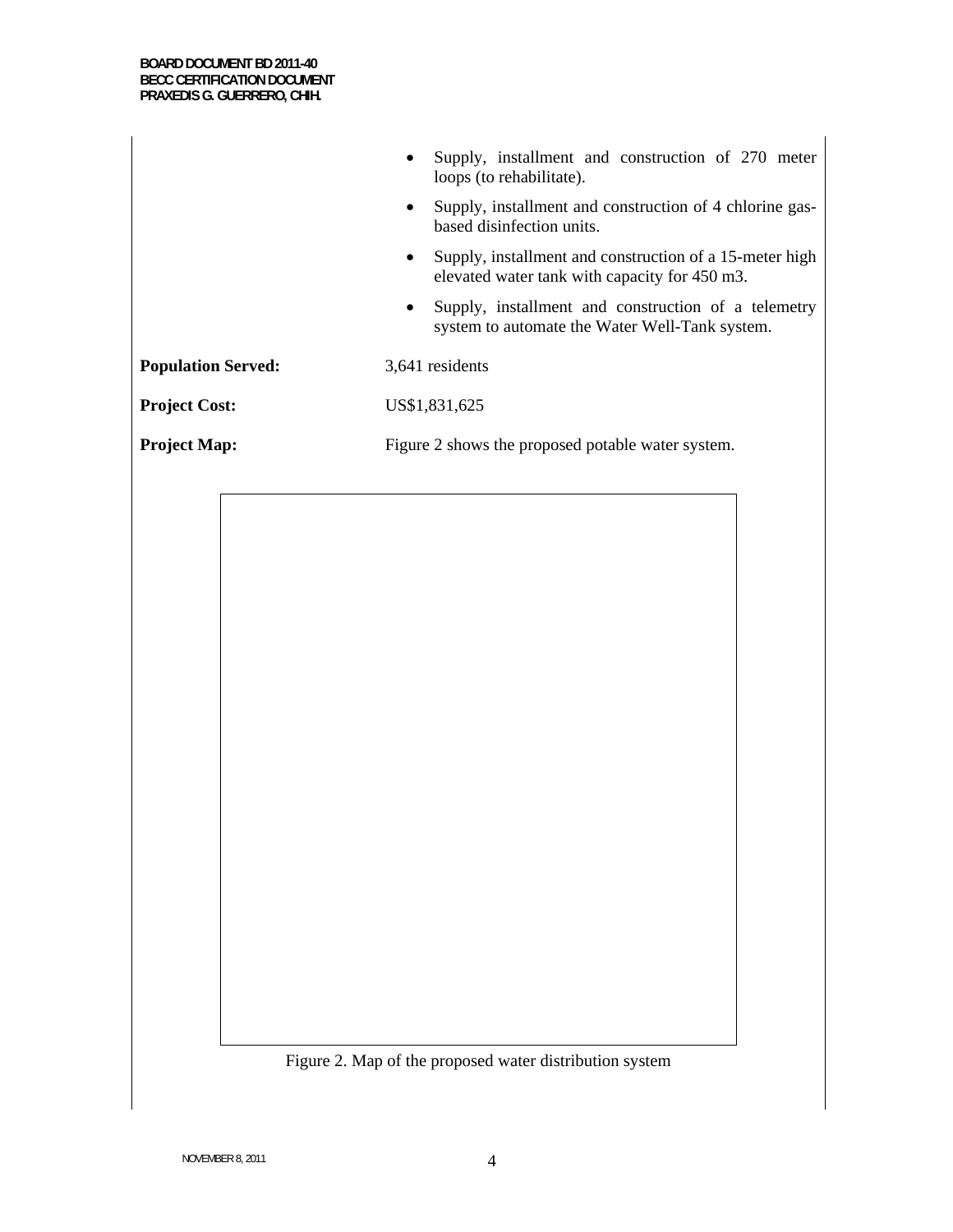- Supply, installment and construction of 270 meter loops (to rehabilitate).
- Supply, installment and construction of 4 chlorine gas-based disinfection units.
- Supply, installment and construction of a 15-meter high elevated water tank with capacity for 450 m3.
- Supply, installment and construction of a telemetry system to automate the Water Well-Tank system.

**Population Served:** 3,641 residents

**Project Cost:** US$1,831,625

**Project Map:** Figure 2 shows the proposed potable water system.

Figure 2. Map of the proposed water distribution system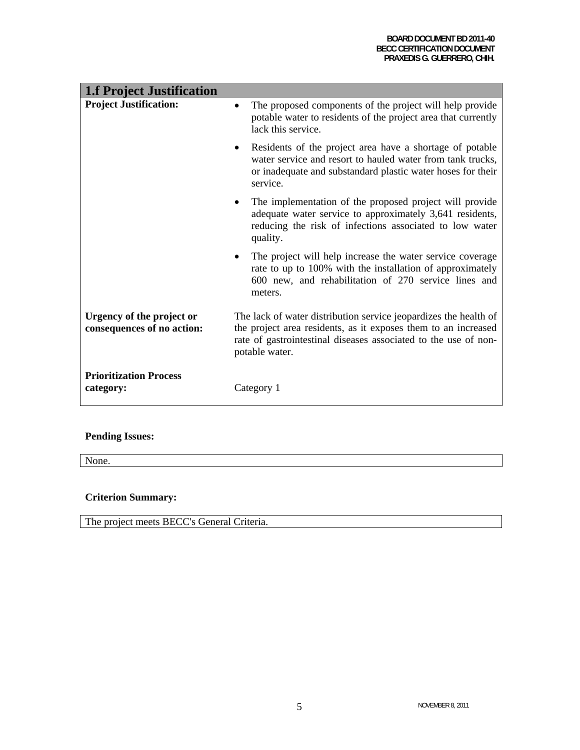## 1.f Project Justification

| | |
|---|---|
| **Project Justification:** | • The proposed components of the project will help provide potable water to residents of the project area that currently lack this service.<br>• Residents of the project area have a shortage of potable water service and resort to hauled water from tank trucks, or inadequate and substandard plastic water hoses for their service.<br>• The implementation of the proposed project will provide adequate water service to approximately 3,641 residents, reducing the risk of infections associated to low water quality.<br>• The project will help increase the water service coverage rate to up to 100% with the installation of approximately 600 new, and rehabilitation of 270 service lines and meters. |
| **Urgency of the project or consequences of no action:** | The lack of water distribution service jeopardizes the health of the project area residents, as it exposes them to an increased rate of gastrointestinal diseases associated to the use of non-potable water. |
| **Prioritization Process category:** | Category 1 |

**Pending Issues:**

None.

**Criterion Summary:**

The project meets BECC's General Criteria.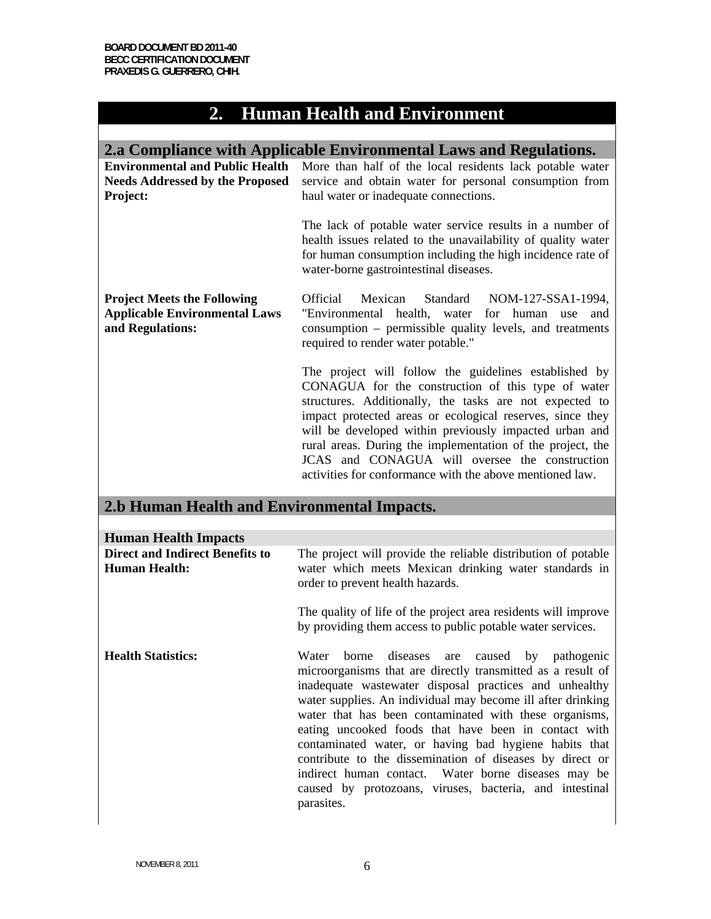# 2. Human Health and Environment

## 2.a Compliance with Applicable Environmental Laws and Regulations.

| | |
|---|---|
| **Environmental and Public Health Needs Addressed by the Proposed Project:** | More than half of the local residents lack potable water service and obtain water for personal consumption from haul water or inadequate connections.<br><br>The lack of potable water service results in a number of health issues related to the unavailability of quality water for human consumption including the high incidence rate of water-borne gastrointestinal diseases. |
| **Project Meets the Following Applicable Environmental Laws and Regulations:** | Official Mexican Standard NOM-127-SSA1-1994, "Environmental health, water for human use and consumption – permissible quality levels, and treatments required to render water potable."<br><br>The project will follow the guidelines established by CONAGUA for the construction of this type of water structures. Additionally, the tasks are not expected to impact protected areas or ecological reserves, since they will be developed within previously impacted urban and rural areas. During the implementation of the project, the JCAS and CONAGUA will oversee the construction activities for conformance with the above mentioned law. |

## 2.b Human Health and Environmental Impacts.

### Human Health Impacts

| | |
|---|---|
| **Direct and Indirect Benefits to Human Health:** | The project will provide the reliable distribution of potable water which meets Mexican drinking water standards in order to prevent health hazards.<br><br>The quality of life of the project area residents will improve by providing them access to public potable water services. |
| **Health Statistics:** | Water borne diseases are caused by pathogenic microorganisms that are directly transmitted as a result of inadequate wastewater disposal practices and unhealthy water supplies. An individual may become ill after drinking water that has been contaminated with these organisms, eating uncooked foods that have been in contact with contaminated water, or having bad hygiene habits that contribute to the dissemination of diseases by direct or indirect human contact. Water borne diseases may be caused by protozoans, viruses, bacteria, and intestinal parasites. |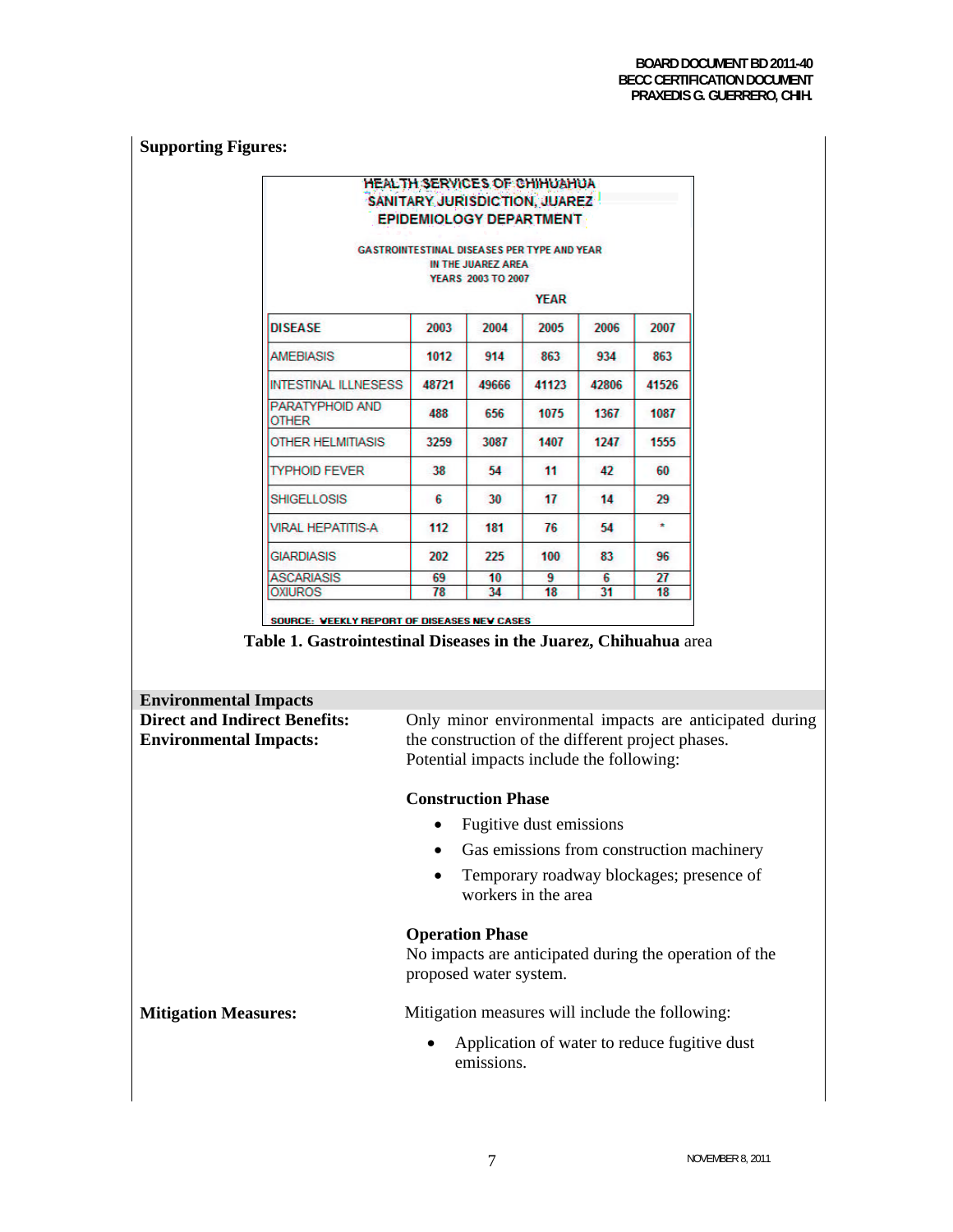**Supporting Figures:**

HEALTH SERVICES OF CHIHUAHUA
SANITARY JURISDICTION, JUAREZ
EPIDEMIOLOGY DEPARTMENT

GASTROINTESTINAL DISEASES PER TYPE AND YEAR
IN THE JUAREZ AREA
YEARS 2003 TO 2007

| | YEAR | | | | |
|---|---|---|---|---|---|
| DISEASE | 2003 | 2004 | 2005 | 2006 | 2007 |
| AMEBIASIS | 1012 | 914 | 863 | 934 | 863 |
| INTESTINAL ILLNESESS | 48721 | 49666 | 41123 | 42806 | 41526 |
| PARATYPHOID AND OTHER | 488 | 656 | 1075 | 1367 | 1087 |
| OTHER HELMITIASIS | 3259 | 3087 | 1407 | 1247 | 1555 |
| TYPHOID FEVER | 38 | 54 | 11 | 42 | 60 |
| SHIGELLOSIS | 6 | 30 | 17 | 14 | 29 |
| VIRAL HEPATITIS-A | 112 | 181 | 76 | 54 | * |
| GIARDIASIS | 202 | 225 | 100 | 83 | 96 |
| ASCARIASIS | 69 | 10 | 9 | 6 | 27 |
| OXIUROS | 78 | 34 | 18 | 31 | 18 |

SOURCE: WEEKLY REPORT OF DISEASES NEW CASES

**Table 1. Gastrointestinal Diseases in the Juarez, Chihuahua** area

## Environmental Impacts

**Direct and Indirect Benefits:**
**Environmental Impacts:**

Only minor environmental impacts are anticipated during the construction of the different project phases. Potential impacts include the following:

**Construction Phase**

- Fugitive dust emissions
- Gas emissions from construction machinery
- Temporary roadway blockages; presence of workers in the area

**Operation Phase**

No impacts are anticipated during the operation of the proposed water system.

**Mitigation Measures:**

Mitigation measures will include the following:

- Application of water to reduce fugitive dust emissions.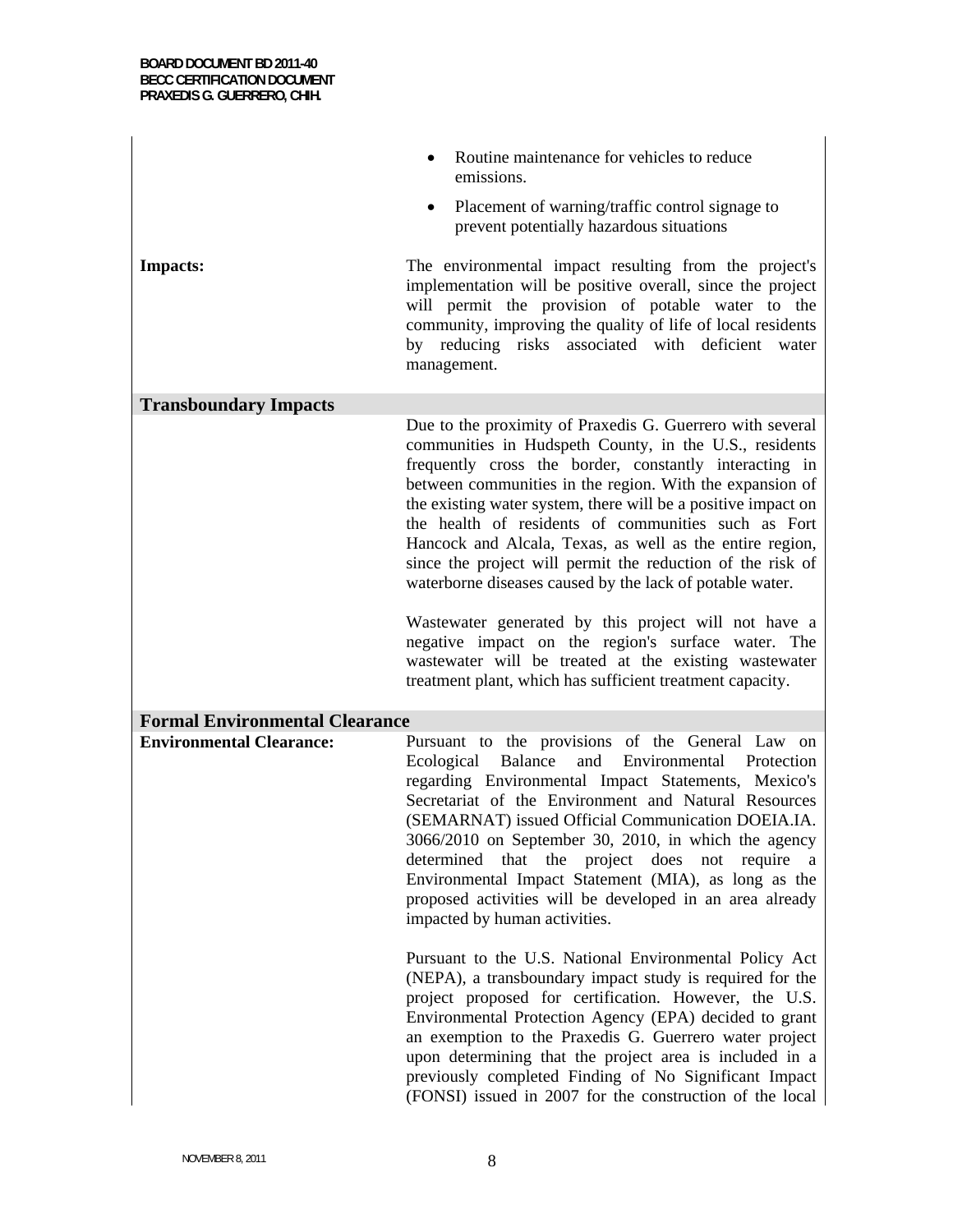- Routine maintenance for vehicles to reduce emissions.
- Placement of warning/traffic control signage to prevent potentially hazardous situations

**Impacts:** The environmental impact resulting from the project's implementation will be positive overall, since the project will permit the provision of potable water to the community, improving the quality of life of local residents by reducing risks associated with deficient water management.

## Transboundary Impacts

Due to the proximity of Praxedis G. Guerrero with several communities in Hudspeth County, in the U.S., residents frequently cross the border, constantly interacting in between communities in the region. With the expansion of the existing water system, there will be a positive impact on the health of residents of communities such as Fort Hancock and Alcala, Texas, as well as the entire region, since the project will permit the reduction of the risk of waterborne diseases caused by the lack of potable water.

Wastewater generated by this project will not have a negative impact on the region's surface water. The wastewater will be treated at the existing wastewater treatment plant, which has sufficient treatment capacity.

## Formal Environmental Clearance

**Environmental Clearance:** Pursuant to the provisions of the General Law on Ecological Balance and Environmental Protection regarding Environmental Impact Statements, Mexico's Secretariat of the Environment and Natural Resources (SEMARNAT) issued Official Communication DOEIA.IA. 3066/2010 on September 30, 2010, in which the agency determined that the project does not require a Environmental Impact Statement (MIA), as long as the proposed activities will be developed in an area already impacted by human activities.

Pursuant to the U.S. National Environmental Policy Act (NEPA), a transboundary impact study is required for the project proposed for certification. However, the U.S. Environmental Protection Agency (EPA) decided to grant an exemption to the Praxedis G. Guerrero water project upon determining that the project area is included in a previously completed Finding of No Significant Impact (FONSI) issued in 2007 for the construction of the local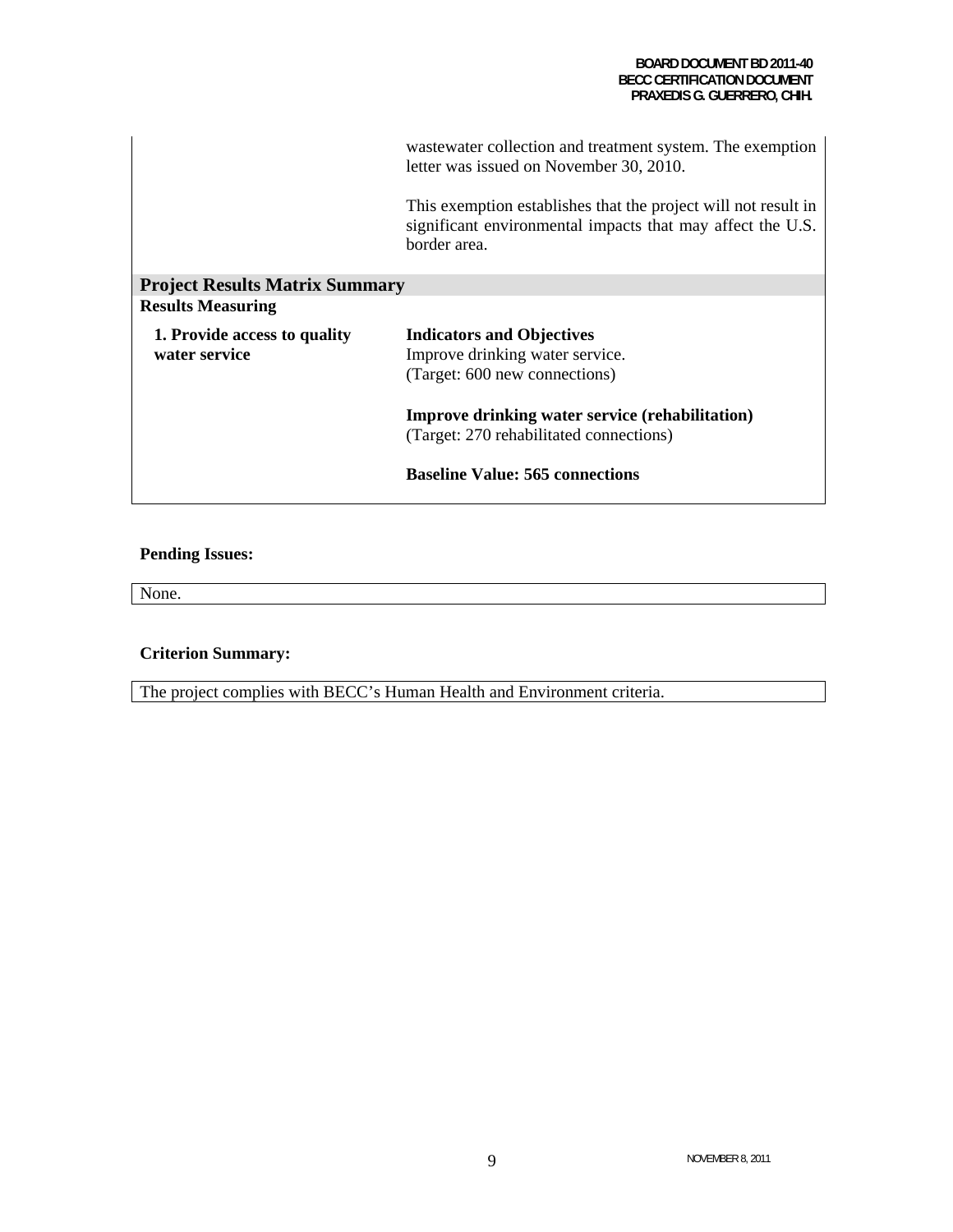wastewater collection and treatment system. The exemption letter was issued on November 30, 2010.

This exemption establishes that the project will not result in significant environmental impacts that may affect the U.S. border area.

## Project Results Matrix Summary

**Results Measuring**

| **1. Provide access to quality water service** | **Indicators and Objectives**<br>Improve drinking water service.<br>(Target: 600 new connections)<br><br>**Improve drinking water service (rehabilitation)**<br>(Target: 270 rehabilitated connections)<br><br>**Baseline Value: 565 connections** |
|---|---|

**Pending Issues:**

None.

**Criterion Summary:**

The project complies with BECC's Human Health and Environment criteria.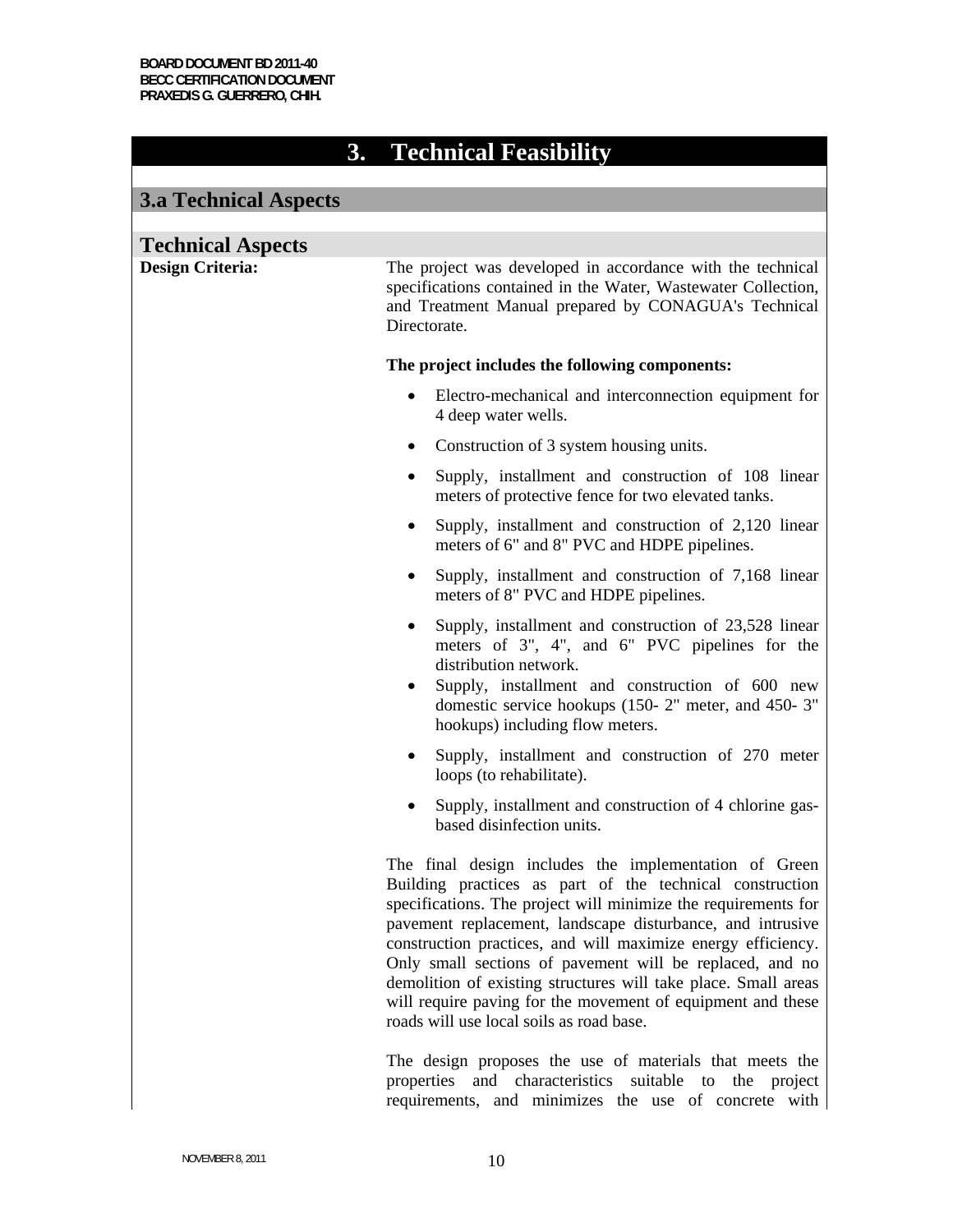# 3. Technical Feasibility

## 3.a Technical Aspects

### Technical Aspects

**Design Criteria:**

The project was developed in accordance with the technical specifications contained in the Water, Wastewater Collection, and Treatment Manual prepared by CONAGUA's Technical Directorate.

**The project includes the following components:**

- Electro-mechanical and interconnection equipment for 4 deep water wells.
- Construction of 3 system housing units.
- Supply, installment and construction of 108 linear meters of protective fence for two elevated tanks.
- Supply, installment and construction of 2,120 linear meters of 6" and 8" PVC and HDPE pipelines.
- Supply, installment and construction of 7,168 linear meters of 8" PVC and HDPE pipelines.
- Supply, installment and construction of 23,528 linear meters of 3", 4", and 6" PVC pipelines for the distribution network.
- Supply, installment and construction of 600 new domestic service hookups (150- 2" meter, and 450- 3" hookups) including flow meters.
- Supply, installment and construction of 270 meter loops (to rehabilitate).
- Supply, installment and construction of 4 chlorine gas-based disinfection units.

The final design includes the implementation of Green Building practices as part of the technical construction specifications. The project will minimize the requirements for pavement replacement, landscape disturbance, and intrusive construction practices, and will maximize energy efficiency. Only small sections of pavement will be replaced, and no demolition of existing structures will take place. Small areas will require paving for the movement of equipment and these roads will use local soils as road base.

The design proposes the use of materials that meets the properties and characteristics suitable to the project requirements, and minimizes the use of concrete with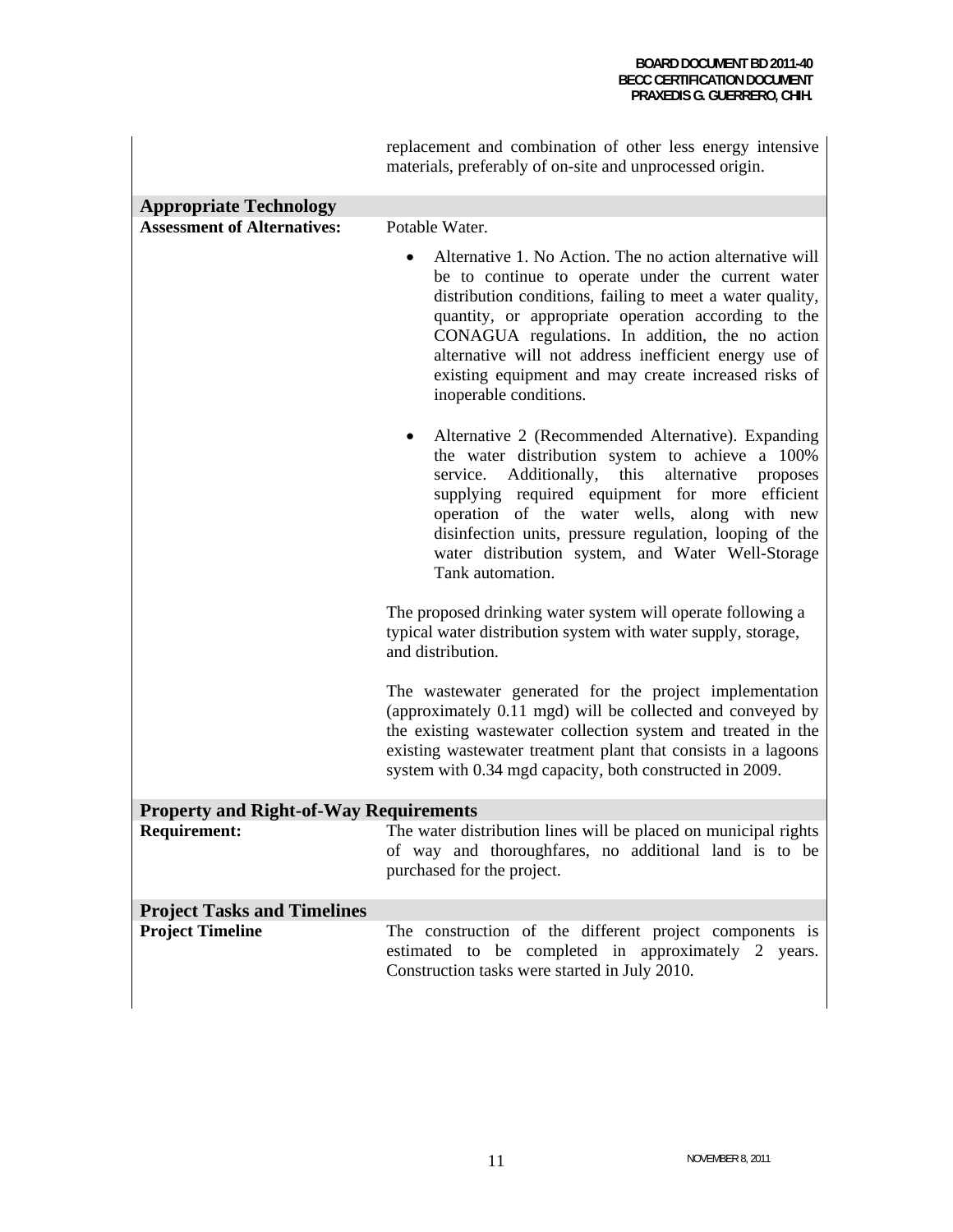replacement and combination of other less energy intensive materials, preferably of on-site and unprocessed origin.

## Appropriate Technology

**Assessment of Alternatives:**

Potable Water.

- Alternative 1. No Action. The no action alternative will be to continue to operate under the current water distribution conditions, failing to meet a water quality, quantity, or appropriate operation according to the CONAGUA regulations. In addition, the no action alternative will not address inefficient energy use of existing equipment and may create increased risks of inoperable conditions.

- Alternative 2 (Recommended Alternative). Expanding the water distribution system to achieve a 100% service. Additionally, this alternative proposes supplying required equipment for more efficient operation of the water wells, along with new disinfection units, pressure regulation, looping of the water distribution system, and Water Well-Storage Tank automation.

The proposed drinking water system will operate following a typical water distribution system with water supply, storage, and distribution.

The wastewater generated for the project implementation (approximately 0.11 mgd) will be collected and conveyed by the existing wastewater collection system and treated in the existing wastewater treatment plant that consists in a lagoons system with 0.34 mgd capacity, both constructed in 2009.

## Property and Right-of-Way Requirements

**Requirement:**

The water distribution lines will be placed on municipal rights of way and thoroughfares, no additional land is to be purchased for the project.

## Project Tasks and Timelines

**Project Timeline**

The construction of the different project components is estimated to be completed in approximately 2 years. Construction tasks were started in July 2010.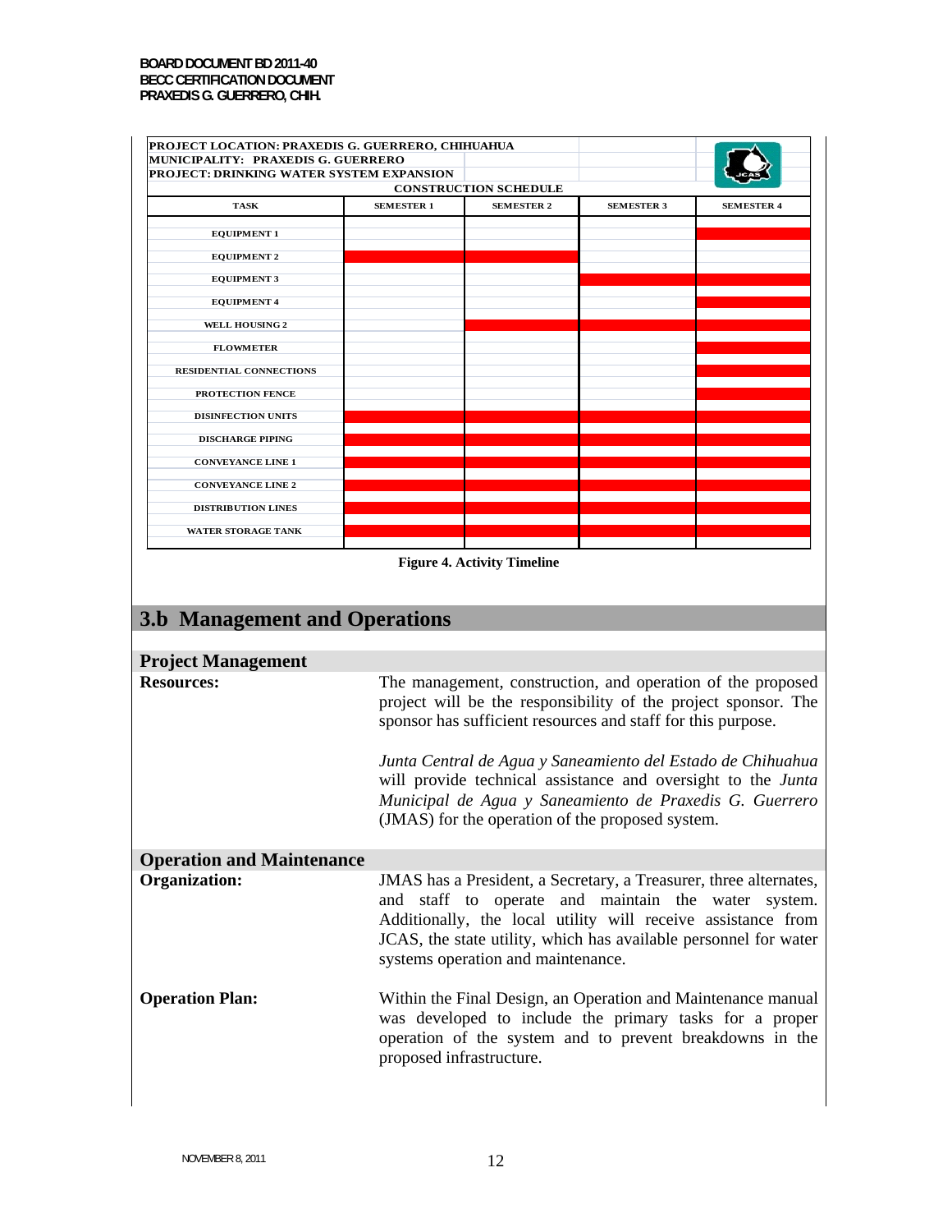| PROJECT LOCATION: PRAXEDIS G. GUERRERO, CHIHUAHUA | | | | |
|---|---|---|---|---|
| MUNICIPALITY: PRAXEDIS G. GUERRERO | | | | |
| PROJECT: DRINKING WATER SYSTEM EXPANSION | | | | |
| | CONSTRUCTION SCHEDULE | | | |
| **TASK** | **SEMESTER 1** | **SEMESTER 2** | **SEMESTER 3** | **SEMESTER 4** |
| EQUIPMENT 1 | | | | ■ |
| EQUIPMENT 2 | ■ | ■ | | |
| EQUIPMENT 3 | | | ■ | ■ |
| EQUIPMENT 4 | | | | ■ |
| WELL HOUSING 2 | | ■ | ■ | ■ |
| FLOWMETER | | | | ■ |
| RESIDENTIAL CONNECTIONS | | | | ■ |
| PROTECTION FENCE | | | | ■ |
| DISINFECTION UNITS | ■ | ■ | ■ | ■ |
| DISCHARGE PIPING | ■ | ■ | ■ | ■ |
| CONVEYANCE LINE 1 | ■ | ■ | ■ | ■ |
| CONVEYANCE LINE 2 | ■ | ■ | ■ | ■ |
| DISTRIBUTION LINES | ■ | ■ | ■ | ■ |
| WATER STORAGE TANK | ■ | ■ | ■ | ■ |

**Figure 4. Activity Timeline**

## 3.b Management and Operations

### Project Management

**Resources:**

The management, construction, and operation of the proposed project will be the responsibility of the project sponsor. The sponsor has sufficient resources and staff for this purpose.

*Junta Central de Agua y Saneamiento del Estado de Chihuahua* will provide technical assistance and oversight to the *Junta Municipal de Agua y Saneamiento de Praxedis G. Guerrero* (JMAS) for the operation of the proposed system.

### Operation and Maintenance

**Organization:**

JMAS has a President, a Secretary, a Treasurer, three alternates, and staff to operate and maintain the water system. Additionally, the local utility will receive assistance from JCAS, the state utility, which has available personnel for water systems operation and maintenance.

**Operation Plan:**

Within the Final Design, an Operation and Maintenance manual was developed to include the primary tasks for a proper operation of the system and to prevent breakdowns in the proposed infrastructure.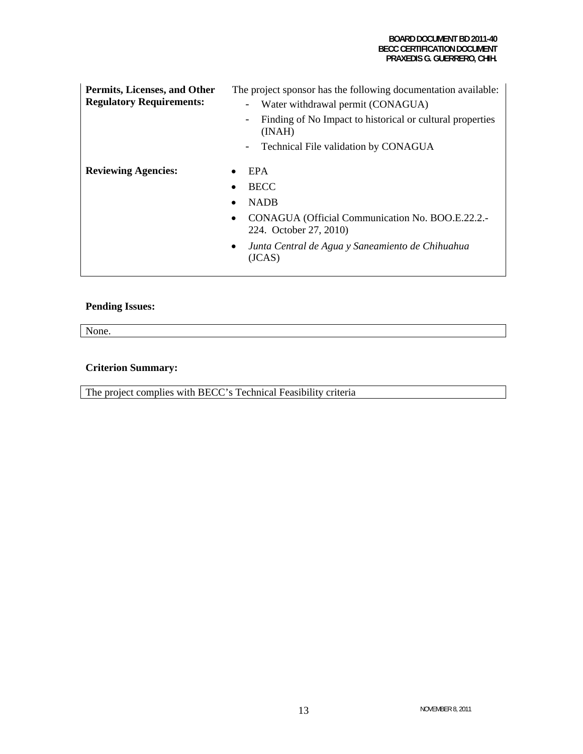| | |
|---|---|
| **Permits, Licenses, and Other Regulatory Requirements:** | The project sponsor has the following documentation available:<br>- Water withdrawal permit (CONAGUA)<br>- Finding of No Impact to historical or cultural properties (INAH)<br>- Technical File validation by CONAGUA |
| **Reviewing Agencies:** | • EPA<br>• BECC<br>• NADB<br>• CONAGUA (Official Communication No. BOO.E.22.2.-224. October 27, 2010)<br>• *Junta Central de Agua y Saneamiento de Chihuahua* (JCAS) |

**Pending Issues:**

None.

**Criterion Summary:**

The project complies with BECC's Technical Feasibility criteria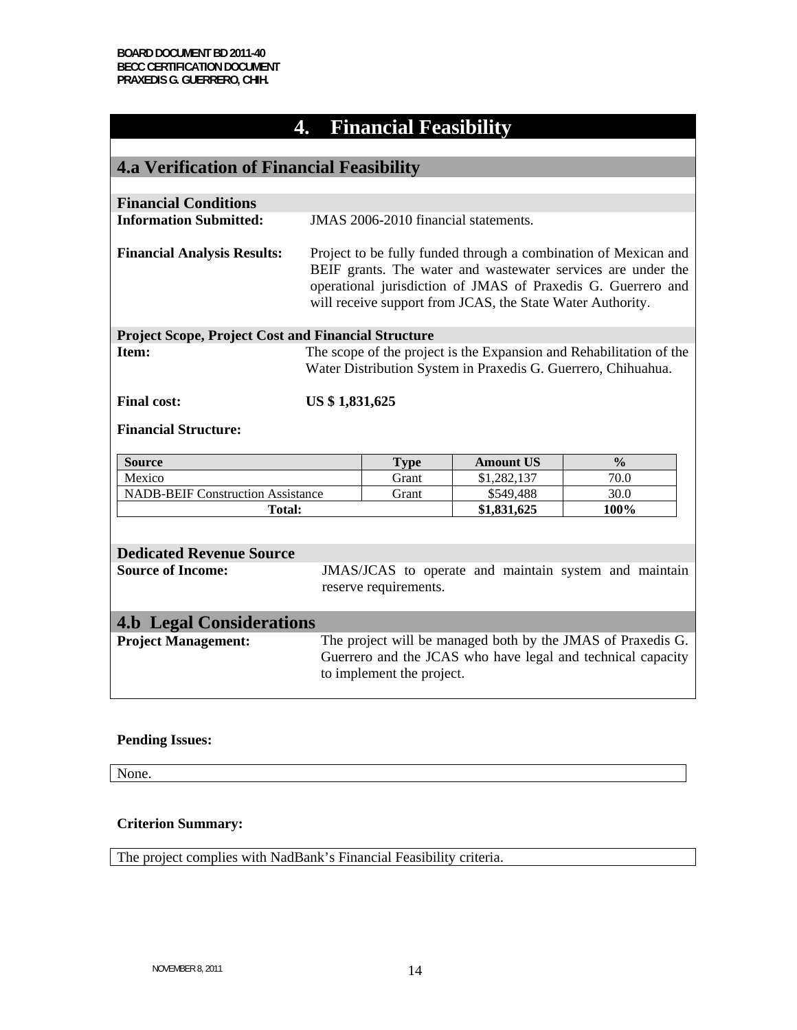# 4. Financial Feasibility

## 4.a Verification of Financial Feasibility

### Financial Conditions

**Information Submitted:** JMAS 2006-2010 financial statements.

**Financial Analysis Results:** Project to be fully funded through a combination of Mexican and BEIF grants. The water and wastewater services are under the operational jurisdiction of JMAS of Praxedis G. Guerrero and will receive support from JCAS, the State Water Authority.

### Project Scope, Project Cost and Financial Structure

**Item:** The scope of the project is the Expansion and Rehabilitation of the Water Distribution System in Praxedis G. Guerrero, Chihuahua.

**Final cost:** **US $ 1,831,625**

**Financial Structure:**

| Source | Type | Amount US | % |
|---|---|---|---|
| Mexico | Grant | $1,282,137 | 70.0 |
| NADB-BEIF Construction Assistance | Grant | $549,488 | 30.0 |
| **Total:** | | **$1,831,625** | **100%** |

### Dedicated Revenue Source

**Source of Income:** JMAS/JCAS to operate and maintain system and maintain reserve requirements.

## 4.b Legal Considerations

**Project Management:** The project will be managed both by the JMAS of Praxedis G. Guerrero and the JCAS who have legal and technical capacity to implement the project.

**Pending Issues:**

None.

**Criterion Summary:**

The project complies with NadBank's Financial Feasibility criteria.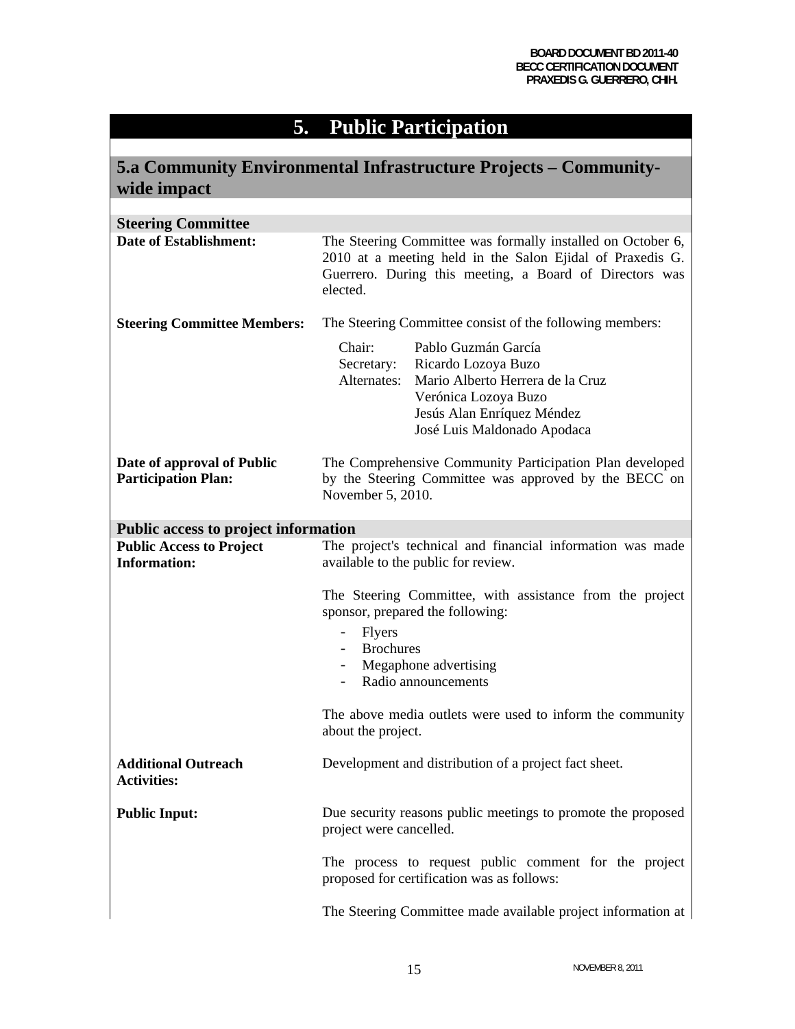# 5. Public Participation

## 5.a Community Environmental Infrastructure Projects – Community-wide impact

### Steering Committee

**Date of Establishment:** The Steering Committee was formally installed on October 6, 2010 at a meeting held in the Salon Ejidal of Praxedis G. Guerrero. During this meeting, a Board of Directors was elected.

**Steering Committee Members:** The Steering Committee consist of the following members:

| | |
|---|---|
| Chair: | Pablo Guzmán García |
| Secretary: | Ricardo Lozoya Buzo |
| Alternates: | Mario Alberto Herrera de la Cruz |
| | Verónica Lozoya Buzo |
| | Jesús Alan Enríquez Méndez |
| | José Luis Maldonado Apodaca |

**Date of approval of Public Participation Plan:** The Comprehensive Community Participation Plan developed by the Steering Committee was approved by the BECC on November 5, 2010.

### Public access to project information

**Public Access to Project Information:** The project's technical and financial information was made available to the public for review.

The Steering Committee, with assistance from the project sponsor, prepared the following:

- Flyers
- Brochures
- Megaphone advertising
- Radio announcements

The above media outlets were used to inform the community about the project.

**Additional Outreach Activities:** Development and distribution of a project fact sheet.

**Public Input:** Due security reasons public meetings to promote the proposed project were cancelled.

The process to request public comment for the project proposed for certification was as follows:

The Steering Committee made available project information at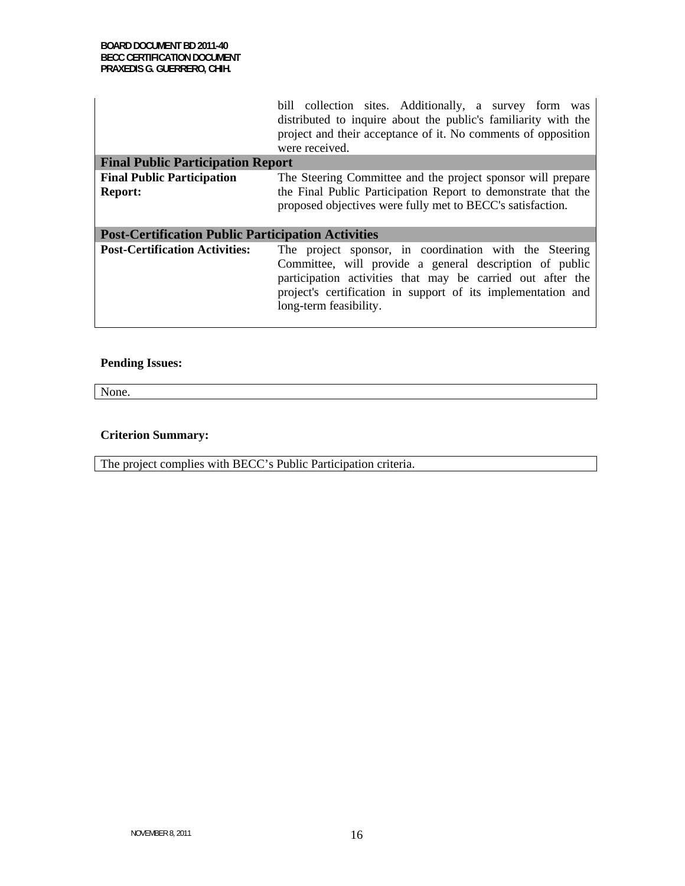| | |
|---|---|
| | bill collection sites. Additionally, a survey form was distributed to inquire about the public's familiarity with the project and their acceptance of it. No comments of opposition were received. |
| **Final Public Participation Report** | |
| **Final Public Participation Report:** | The Steering Committee and the project sponsor will prepare the Final Public Participation Report to demonstrate that the proposed objectives were fully met to BECC's satisfaction. |
| **Post-Certification Public Participation Activities** | |
| **Post-Certification Activities:** | The project sponsor, in coordination with the Steering Committee, will provide a general description of public participation activities that may be carried out after the project's certification in support of its implementation and long-term feasibility. |

**Pending Issues:**

None.

**Criterion Summary:**

The project complies with BECC's Public Participation criteria.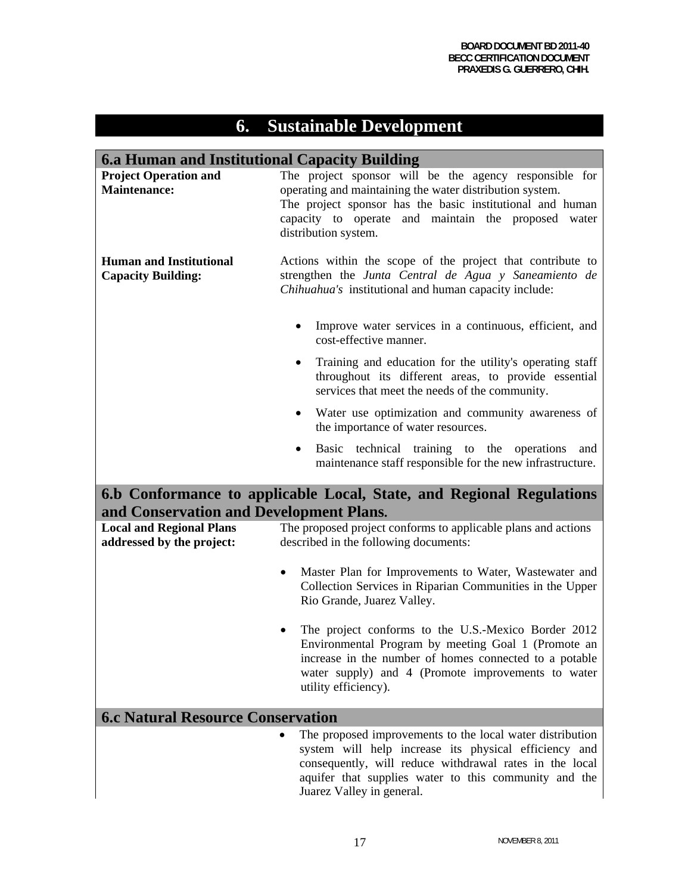# 6. Sustainable Development

## 6.a Human and Institutional Capacity Building

**Project Operation and Maintenance:**

The project sponsor will be the agency responsible for operating and maintaining the water distribution system.
The project sponsor has the basic institutional and human capacity to operate and maintain the proposed water distribution system.

**Human and Institutional Capacity Building:**

Actions within the scope of the project that contribute to strengthen the *Junta Central de Agua y Saneamiento de Chihuahua's* institutional and human capacity include:

- Improve water services in a continuous, efficient, and cost-effective manner.
- Training and education for the utility's operating staff throughout its different areas, to provide essential services that meet the needs of the community.
- Water use optimization and community awareness of the importance of water resources.
- Basic technical training to the operations and maintenance staff responsible for the new infrastructure.

## 6.b Conformance to applicable Local, State, and Regional Regulations and Conservation and Development Plans.

**Local and Regional Plans addressed by the project:**

The proposed project conforms to applicable plans and actions described in the following documents:

- Master Plan for Improvements to Water, Wastewater and Collection Services in Riparian Communities in the Upper Rio Grande, Juarez Valley.
- The project conforms to the U.S.-Mexico Border 2012 Environmental Program by meeting Goal 1 (Promote an increase in the number of homes connected to a potable water supply) and 4 (Promote improvements to water utility efficiency).

## 6.c Natural Resource Conservation

- The proposed improvements to the local water distribution system will help increase its physical efficiency and consequently, will reduce withdrawal rates in the local aquifer that supplies water to this community and the Juarez Valley in general.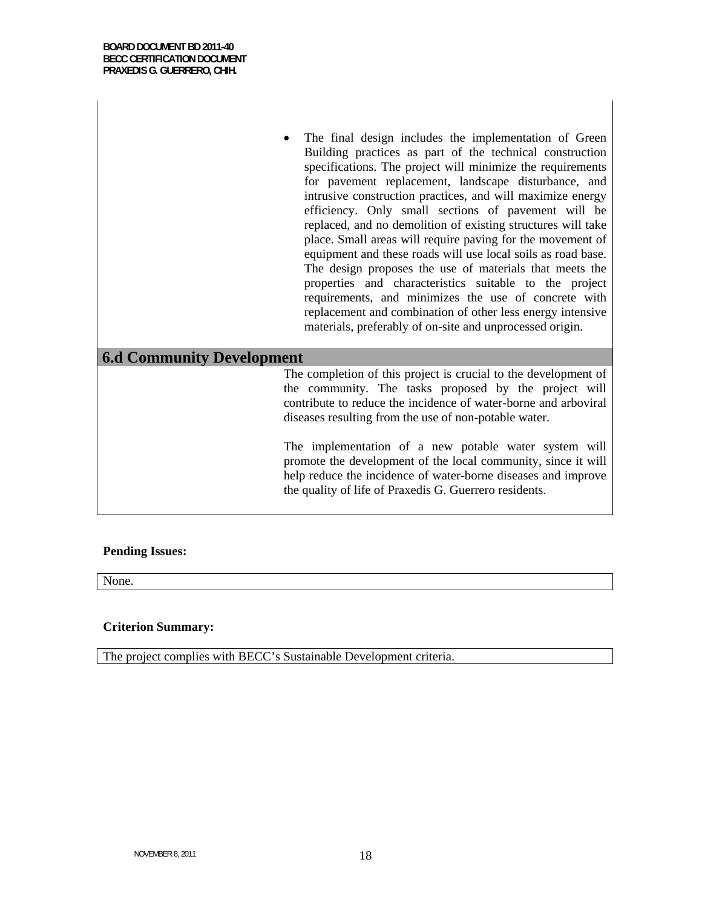- The final design includes the implementation of Green Building practices as part of the technical construction specifications. The project will minimize the requirements for pavement replacement, landscape disturbance, and intrusive construction practices, and will maximize energy efficiency. Only small sections of pavement will be replaced, and no demolition of existing structures will take place. Small areas will require paving for the movement of equipment and these roads will use local soils as road base. The design proposes the use of materials that meets the properties and characteristics suitable to the project requirements, and minimizes the use of concrete with replacement and combination of other less energy intensive materials, preferably of on-site and unprocessed origin.

## 6.d Community Development

The completion of this project is crucial to the development of the community. The tasks proposed by the project will contribute to reduce the incidence of water-borne and arboviral diseases resulting from the use of non-potable water.

The implementation of a new potable water system will promote the development of the local community, since it will help reduce the incidence of water-borne diseases and improve the quality of life of Praxedis G. Guerrero residents.

**Pending Issues:**

None.

**Criterion Summary:**

The project complies with BECC's Sustainable Development criteria.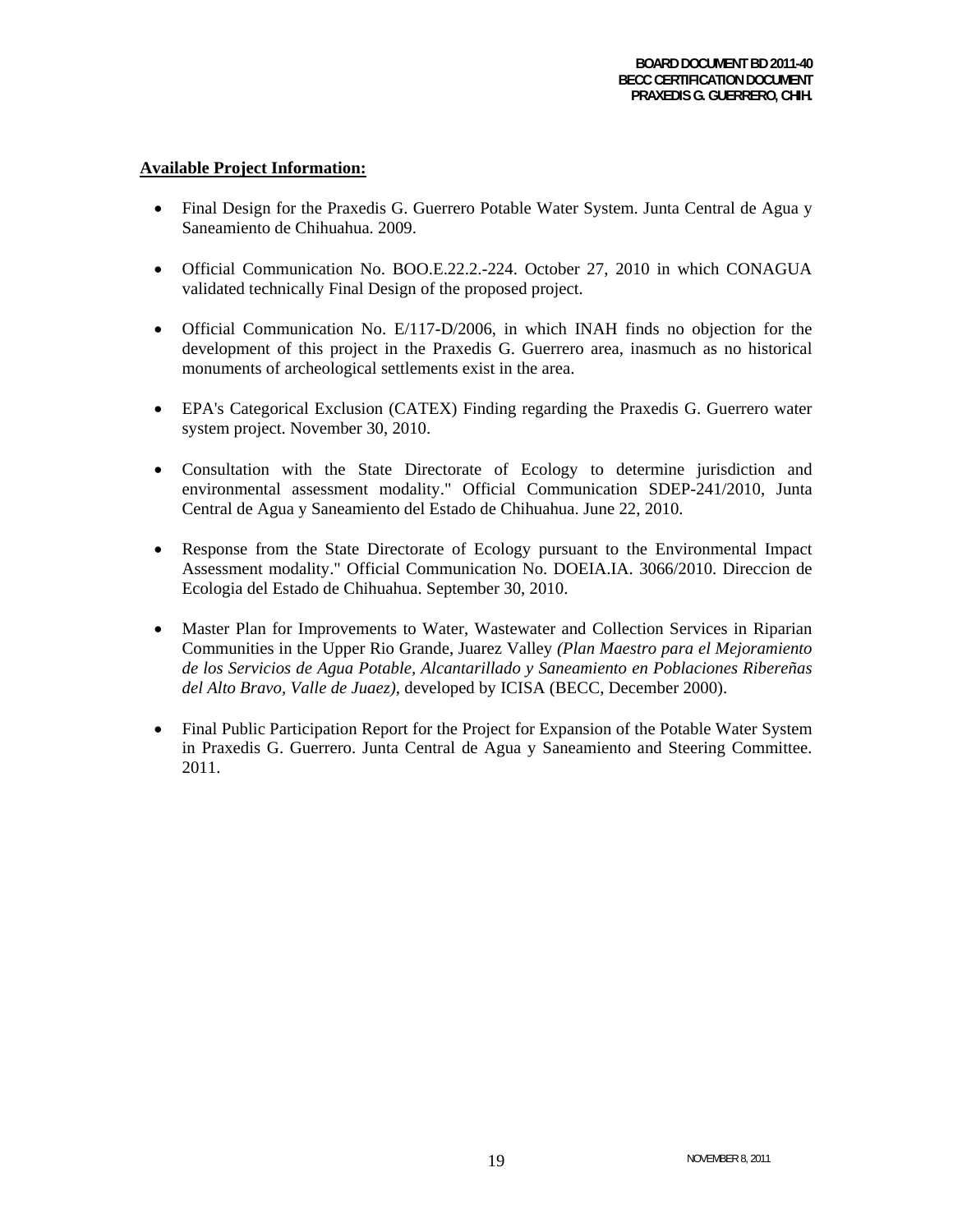**Available Project Information:**

- Final Design for the Praxedis G. Guerrero Potable Water System. Junta Central de Agua y Saneamiento de Chihuahua. 2009.
- Official Communication No. BOO.E.22.2.-224. October 27, 2010 in which CONAGUA validated technically Final Design of the proposed project.
- Official Communication No. E/117-D/2006, in which INAH finds no objection for the development of this project in the Praxedis G. Guerrero area, inasmuch as no historical monuments of archeological settlements exist in the area.
- EPA's Categorical Exclusion (CATEX) Finding regarding the Praxedis G. Guerrero water system project. November 30, 2010.
- Consultation with the State Directorate of Ecology to determine jurisdiction and environmental assessment modality." Official Communication SDEP-241/2010, Junta Central de Agua y Saneamiento del Estado de Chihuahua. June 22, 2010.
- Response from the State Directorate of Ecology pursuant to the Environmental Impact Assessment modality." Official Communication No. DOEIA.IA. 3066/2010. Direccion de Ecologia del Estado de Chihuahua. September 30, 2010.
- Master Plan for Improvements to Water, Wastewater and Collection Services in Riparian Communities in the Upper Rio Grande, Juarez Valley *(Plan Maestro para el Mejoramiento de los Servicios de Agua Potable, Alcantarillado y Saneamiento en Poblaciones Ribereñas del Alto Bravo, Valle de Juaez)*, developed by ICISA (BECC, December 2000).
- Final Public Participation Report for the Project for Expansion of the Potable Water System in Praxedis G. Guerrero. Junta Central de Agua y Saneamiento and Steering Committee. 2011.